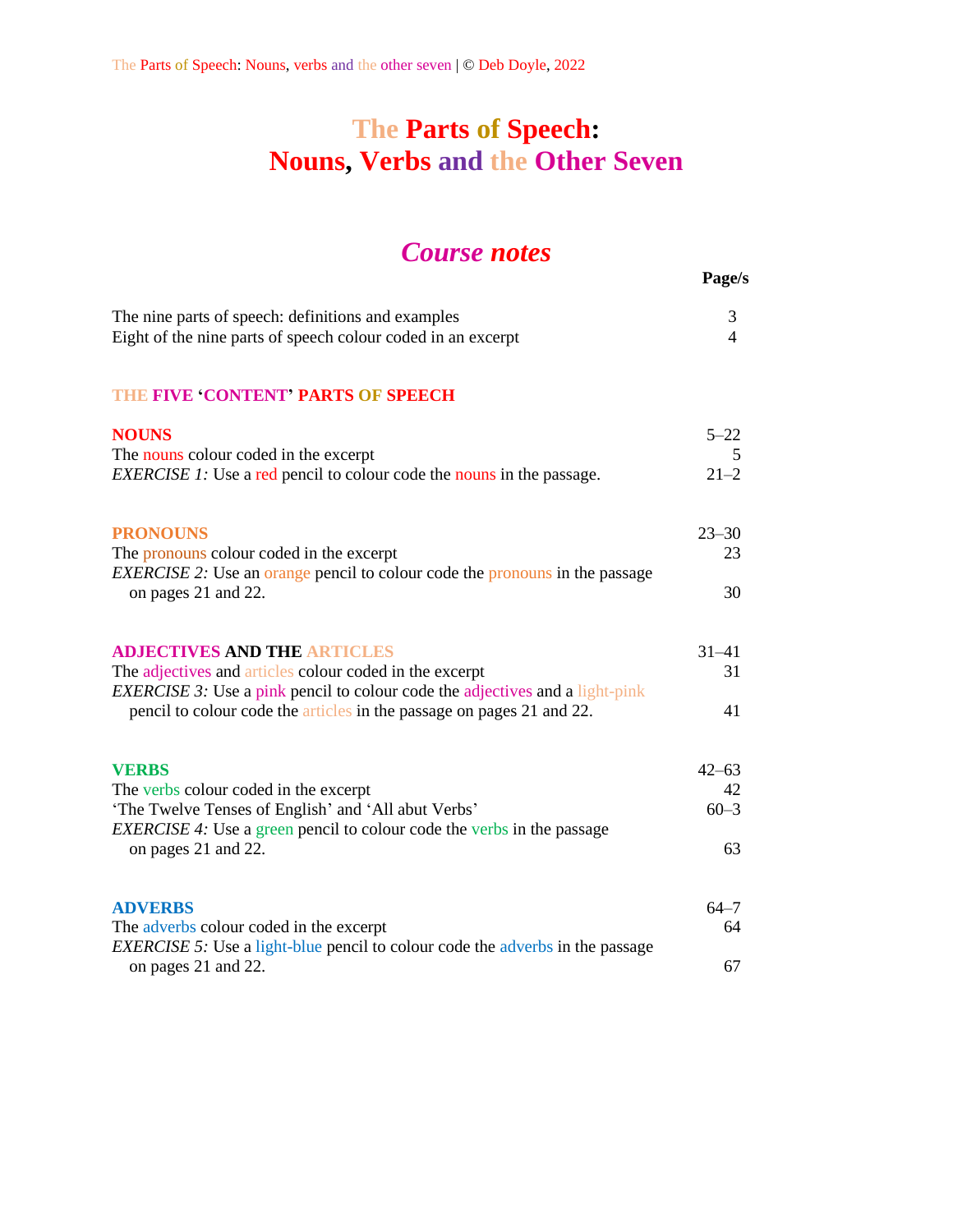# The Parts of Speech: Nouns, Verbs and the Other Seven

## *Course notes*

| | Page/s |
|---|---|
| The nine parts of speech: definitions and examples | 3 |
| Eight of the nine parts of speech colour coded in an excerpt | 4 |

### THE FIVE 'CONTENT' PARTS OF SPEECH

| | |
|---|---|
| **NOUNS** | 5–22 |
| The nouns colour coded in the excerpt | 5 |
| *EXERCISE 1:* Use a red pencil to colour code the nouns in the passage. | 21–2 |

| | |
|---|---|
| **PRONOUNS** | 23–30 |
| The pronouns colour coded in the excerpt | 23 |
| *EXERCISE 2:* Use an orange pencil to colour code the pronouns in the passage on pages 21 and 22. | 30 |

| | |
|---|---|
| **ADJECTIVES AND THE ARTICLES** | 31–41 |
| The adjectives and articles colour coded in the excerpt | 31 |
| *EXERCISE 3:* Use a pink pencil to colour code the adjectives and a light-pink pencil to colour code the articles in the passage on pages 21 and 22. | 41 |

| | |
|---|---|
| **VERBS** | 42–63 |
| The verbs colour coded in the excerpt | 42 |
| 'The Twelve Tenses of English' and 'All abut Verbs' | 60–3 |
| *EXERCISE 4:* Use a green pencil to colour code the verbs in the passage on pages 21 and 22. | 63 |

| | |
|---|---|
| **ADVERBS** | 64–7 |
| The adverbs colour coded in the excerpt | 64 |
| *EXERCISE 5:* Use a light-blue pencil to colour code the adverbs in the passage on pages 21 and 22. | 67 |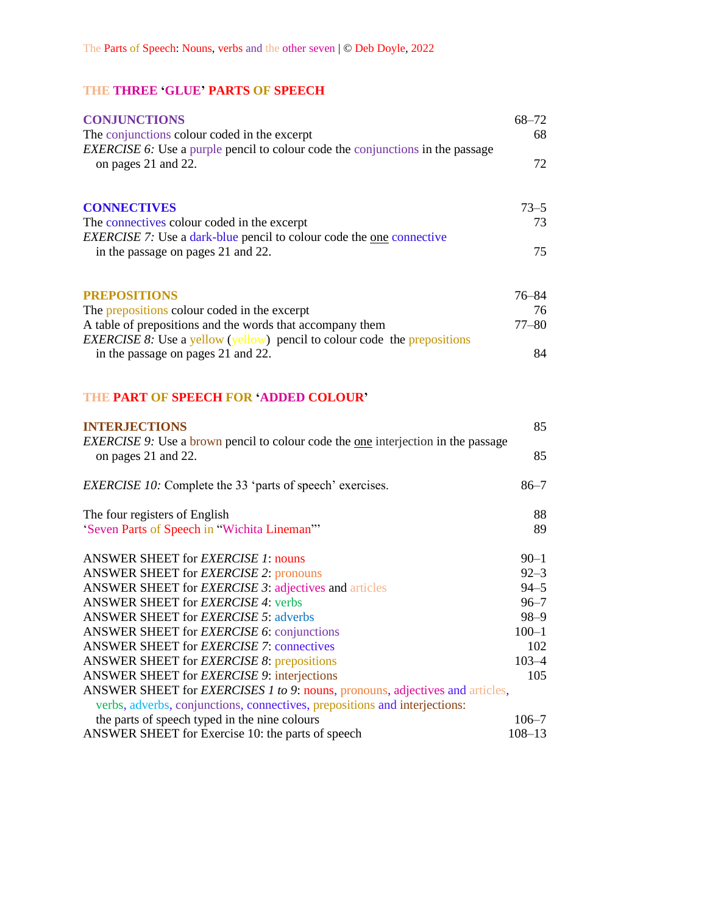## THE THREE 'GLUE' PARTS OF SPEECH

### CONJUNCTIONS 68–72

The conjunctions colour coded in the excerpt 68

*EXERCISE 6:* Use a purple pencil to colour code the conjunctions in the passage on pages 21 and 22. 72

### CONNECTIVES 73–5

The connectives colour coded in the excerpt 73

*EXERCISE 7:* Use a dark-blue pencil to colour code the one connective in the passage on pages 21 and 22. 75

### PREPOSITIONS 76–84

The prepositions colour coded in the excerpt 76

A table of prepositions and the words that accompany them 77–80

*EXERCISE 8:* Use a yellow (yellow) pencil to colour code the prepositions in the passage on pages 21 and 22. 84

## THE PART OF SPEECH FOR 'ADDED COLOUR'

### INTERJECTIONS 85

*EXERCISE 9:* Use a brown pencil to colour code the one interjection in the passage on pages 21 and 22. 85

*EXERCISE 10:* Complete the 33 'parts of speech' exercises. 86–7

The four registers of English 88

'Seven Parts of Speech in "Wichita Lineman"' 89

ANSWER SHEET for *EXERCISE 1*: nouns 90–1

ANSWER SHEET for *EXERCISE 2*: pronouns 92–3

ANSWER SHEET for *EXERCISE 3*: adjectives and articles 94–5

ANSWER SHEET for *EXERCISE 4*: verbs 96–7

ANSWER SHEET for *EXERCISE 5*: adverbs 98–9

ANSWER SHEET for *EXERCISE 6*: conjunctions 100–1

ANSWER SHEET for *EXERCISE 7*: connectives 102

ANSWER SHEET for *EXERCISE 8*: prepositions 103–4

ANSWER SHEET for *EXERCISE 9*: interjections 105

ANSWER SHEET for *EXERCISES 1 to 9*: nouns, pronouns, adjectives and articles, verbs, adverbs, conjunctions, connectives, prepositions and interjections: the parts of speech typed in the nine colours 106–7

ANSWER SHEET for Exercise 10: the parts of speech 108–13